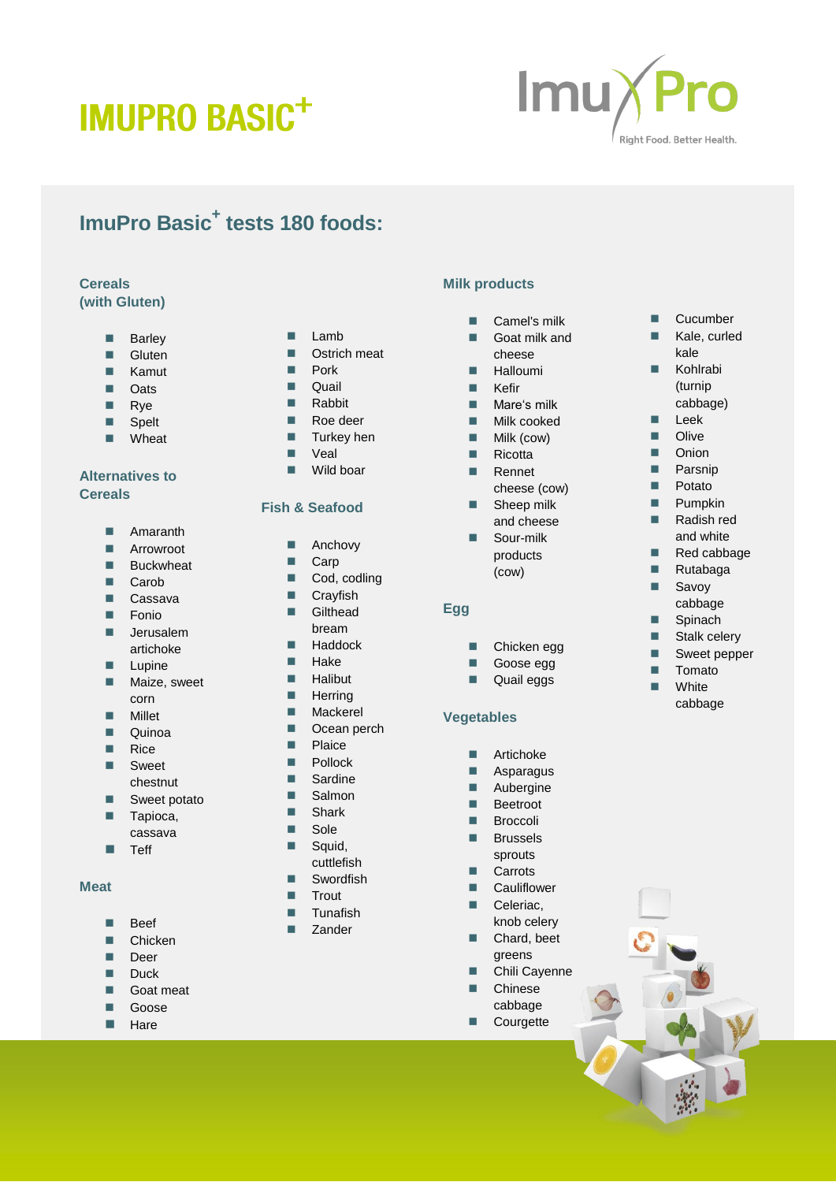# IMUPRO BASIC+

ImuPro – Right Food. Better Health.

## ImuPro Basic+ tests 180 foods:

### Cereals (with Gluten)

- Barley
- Gluten
- Kamut
- Oats
- Rye
- Spelt
- Wheat

### Alternatives to Cereals

- Amaranth
- Arrowroot
- Buckwheat
- Carob
- Cassava
- Fonio
- Jerusalem artichoke
- Lupine
- Maize, sweet corn
- Millet
- Quinoa
- Rice
- Sweet chestnut
- Sweet potato
- Tapioca, cassava
- Teff

### Meat

- Beef
- Chicken
- Deer
- Duck
- Goat meat
- Goose
- Hare
- Lamb
- Ostrich meat
- Pork
- Quail
- Rabbit
- Roe deer
- Turkey hen
- Veal
- Wild boar

### Fish & Seafood

- Anchovy
- Carp
- Cod, codling
- Crayfish
- Gilthead bream
- Haddock
- Hake
- Halibut
- Herring
- Mackerel
- Ocean perch
- Plaice
- Pollock
- Sardine
- Salmon
- Shark
- Sole
- Squid, cuttlefish
- Swordfish
- Trout
- Tunafish
- Zander

### Milk products

- Camel's milk
- Goat milk and cheese
- Halloumi
- Kefir
- Mare's milk
- Milk cooked
- Milk (cow)
- Ricotta
- Rennet cheese (cow)
- Sheep milk and cheese
- Sour-milk products (cow)

### Egg

- Chicken egg
- Goose egg
- Quail eggs

### Vegetables

- Artichoke
- Asparagus
- Aubergine
- Beetroot
- Broccoli
- Brussels sprouts
- Carrots
- Cauliflower
- Celeriac, knob celery
- Chard, beet greens
- Chili Cayenne
- Chinese cabbage
- Courgette
- Cucumber
- Kale, curled kale
- Kohlrabi (turnip cabbage)
- Leek
- Olive
- Onion
- Parsnip
- Potato
- Pumpkin
- Radish red and white
- Red cabbage
- Rutabaga
- Savoy cabbage
- Spinach
- Stalk celery
- Sweet pepper
- Tomato
- White cabbage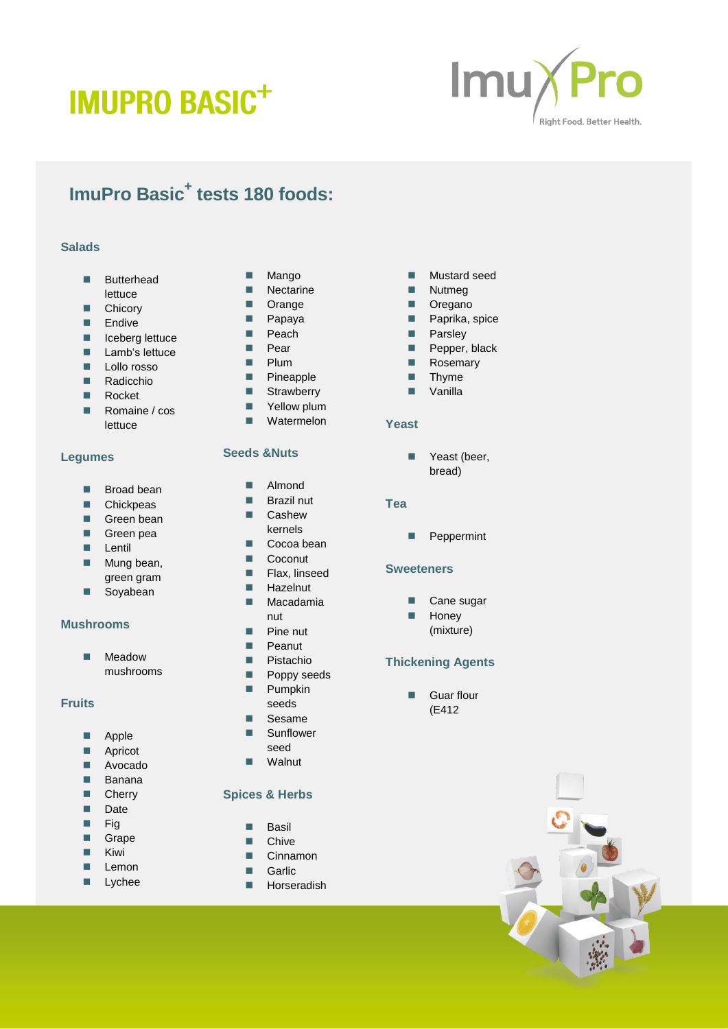# IMUPRO BASIC⁺

ImuPro — Right Food. Better Health.

## ImuPro Basic⁺ tests 180 foods:

### Salads

- Butterhead lettuce
- Chicory
- Endive
- Iceberg lettuce
- Lamb's lettuce
- Lollo rosso
- Radicchio
- Rocket
- Romaine / cos lettuce

### Legumes

- Broad bean
- Chickpeas
- Green bean
- Green pea
- Lentil
- Mung bean, green gram
- Soyabean

### Mushrooms

- Meadow mushrooms

### Fruits

- Apple
- Apricot
- Avocado
- Banana
- Cherry
- Date
- Fig
- Grape
- Kiwi
- Lemon
- Lychee
- Mango
- Nectarine
- Orange
- Papaya
- Peach
- Pear
- Plum
- Pineapple
- Strawberry
- Yellow plum
- Watermelon

### Seeds &Nuts

- Almond
- Brazil nut
- Cashew kernels
- Cocoa bean
- Coconut
- Flax, linseed
- Hazelnut
- Macadamia nut
- Pine nut
- Peanut
- Pistachio
- Poppy seeds
- Pumpkin seeds
- Sesame
- Sunflower seed
- Walnut

### Spices & Herbs

- Basil
- Chive
- Cinnamon
- Garlic
- Horseradish
- Mustard seed
- Nutmeg
- Oregano
- Paprika, spice
- Parsley
- Pepper, black
- Rosemary
- Thyme
- Vanilla

### Yeast

- Yeast (beer, bread)

### Tea

- Peppermint

### Sweeteners

- Cane sugar
- Honey (mixture)

### Thickening Agents

- Guar flour (E412